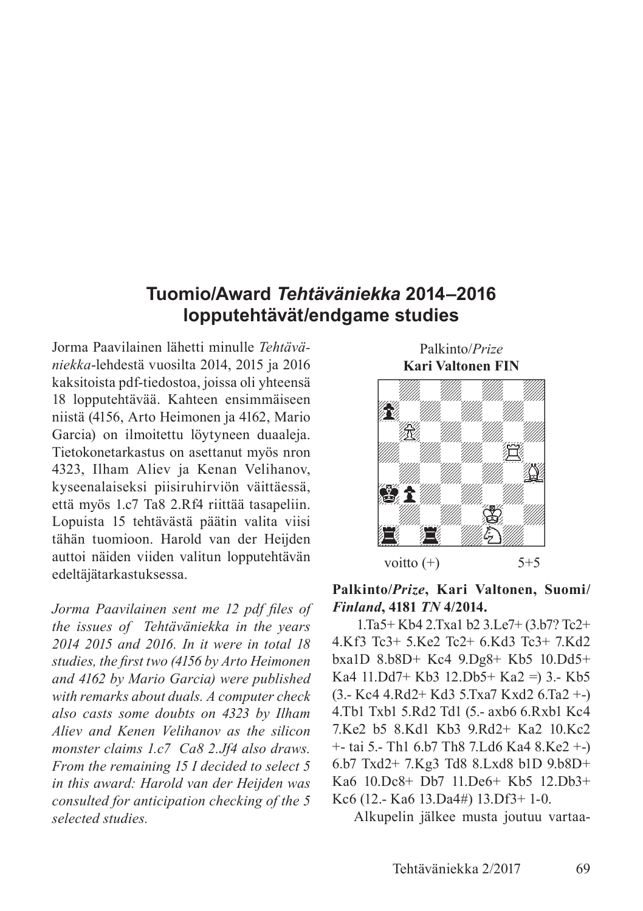## Tuomio/Award *Tehtäväniekka* 2014–2016 lopputehtävät/endgame studies

Jorma Paavilainen lähetti minulle *Tehtäväniekka*-lehdestä vuosilta 2014, 2015 ja 2016 kaksitoista pdf-tiedostoa, joissa oli yhteensä 18 lopputehtävää. Kahteen ensimmäiseen niistä (4156, Arto Heimonen ja 4162, Mario Garcia) on ilmoitettu löytyneen duaaleja. Tietokonetarkastus on asettanut myös nron 4323, Ilham Aliev ja Kenan Velihanov, kyseenalaiseksi piisiruhirviön väittäessä, että myös 1.c7 Ta8 2.Rf4 riittää tasapeliin. Lopuista 15 tehtävästä päätin valita viisi tähän tuomioon. Harold van der Heijden auttoi näiden viiden valitun lopputehtävän edeltäjätarkastuksessa.

*Jorma Paavilainen sent me 12 pdf files of the issues of Tehtäväniekka in the years 2014 2015 and 2016. In it were in total 18 studies, the first two (4156 by Arto Heimonen and 4162 by Mario Garcia) were published with remarks about duals. A computer check also casts some doubts on 4323 by Ilham Aliev and Kenen Velihanov as the silicon monster claims 1.c7 Ca8 2.Jf4 also draws. From the remaining 15 I decided to select 5 in this award: Harold van der Heijden was consulted for anticipation checking of the 5 selected studies.*

Palkinto/*Prize*
**Kari Valtonen FIN**

voitto (+) 5+5

**Palkinto/*Prize*, Kari Valtonen, Suomi/ *Finland*, 4181 *TN* 4/2014.**

1.Ta5+ Kb4 2.Txa1 b2 3.Le7+ (3.b7? Tc2+ 4.Kf3 Tc3+ 5.Ke2 Tc2+ 6.Kd3 Tc3+ 7.Kd2 bxa1D 8.b8D+ Kc4 9.Dg8+ Kb5 10.Dd5+ Ka4 11.Dd7+ Kb3 12.Db5+ Ka2 =) 3.- Kb5 (3.- Kc4 4.Rd2+ Kd3 5.Txa7 Kxd2 6.Ta2 +-) 4.Tb1 Txb1 5.Rd2 Td1 (5.- axb6 6.Rxb1 Kc4 7.Ke2 b5 8.Kd1 Kb3 9.Rd2+ Ka2 10.Kc2 +- tai 5.- Th1 6.b7 Th8 7.Ld6 Ka4 8.Ke2 +-) 6.b7 Txd2+ 7.Kg3 Td8 8.Lxd8 b1D 9.b8D+ Ka6 10.Dc8+ Db7 11.De6+ Kb5 12.Db3+ Kc6 (12.- Ka6 13.Da4#) 13.Df3+ 1-0.

Alkupelin jälkee musta joutuu vartaa-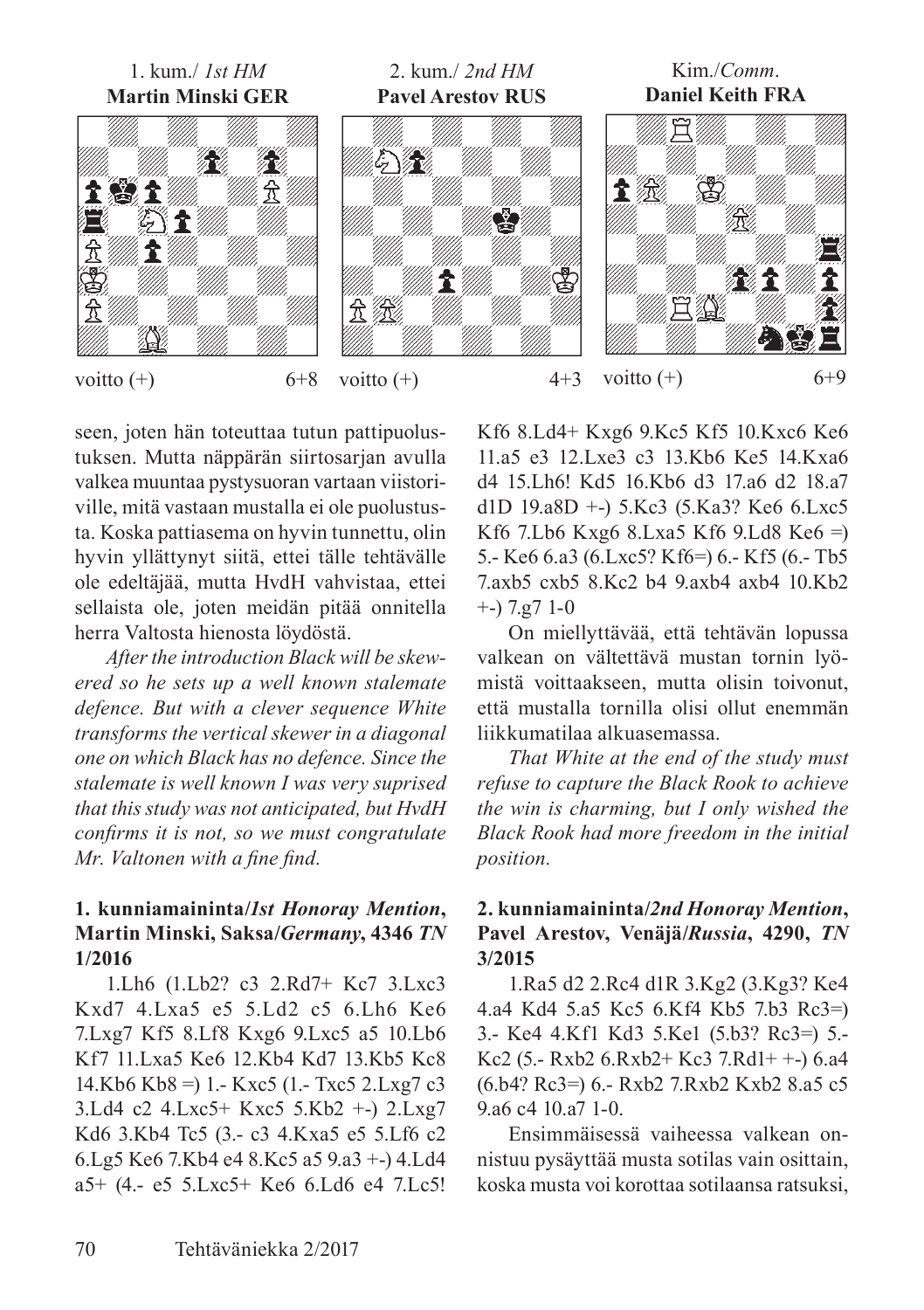1. kum./ *1st HM*
**Martin Minski GER**

voitto (+) 6+8

2. kum./ *2nd HM*
**Pavel Arestov RUS**

voitto (+) 4+3

Kim./*Comm.*
**Daniel Keith FRA**

voitto (+) 6+9

seen, joten hän toteuttaa tutun pattipuolustuksen. Mutta näppärän siirtosarjan avulla valkea muuntaa pystysuoran vartaan viistoriville, mitä vastaan mustalla ei ole puolustusta. Koska pattiasema on hyvin tunnettu, olin hyvin yllättynyt siitä, ettei tälle tehtävälle ole edeltäjää, mutta HvdH vahvistaa, ettei sellaista ole, joten meidän pitää onnitella herra Valtosta hienosta löydöstä.

*After the introduction Black will be skewered so he sets up a well known stalemate defence. But with a clever sequence White transforms the vertical skewer in a diagonal one on which Black has no defence. Since the stalemate is well known I was very suprised that this study was not anticipated, but HvdH confirms it is not, so we must congratulate Mr. Valtonen with a fine find.*

### 1. kunniamaininta/*1st Honoray Mention*, Martin Minski, Saksa/*Germany*, 4346 *TN* 1/2016

1.Lh6 (1.Lb2? c3 2.Rd7+ Kc7 3.Lxc3 Kxd7 4.Lxa5 e5 5.Ld2 c5 6.Lh6 Ke6 7.Lxg7 Kf5 8.Lf8 Kxg6 9.Lxc5 a5 10.Lb6 Kf7 11.Lxa5 Ke6 12.Kb4 Kd7 13.Kb5 Kc8 14.Kb6 Kb8 =) 1.- Kxc5 (1.- Txc5 2.Lxg7 c3 3.Ld4 c2 4.Lxc5+ Kxc5 5.Kb2 +-) 2.Lxg7 Kd6 3.Kb4 Tc5 (3.- c3 4.Kxa5 e5 5.Lf6 c2 6.Lg5 Ke6 7.Kb4 e4 8.Kc5 a5 9.a3 +-) 4.Ld4 a5+ (4.- e5 5.Lxc5+ Ke6 6.Ld6 e4 7.Lc5! Kf6 8.Ld4+ Kxg6 9.Kc5 Kf5 10.Kxc6 Ke6 11.a5 e3 12.Lxe3 c3 13.Kb6 Ke5 14.Kxa6 d4 15.Lh6! Kd5 16.Kb6 d3 17.a6 d2 18.a7 d1D 19.a8D +-) 5.Kc3 (5.Ka3? Ke6 6.Lxc5 Kf6 7.Lb6 Kxg6 8.Lxa5 Kf6 9.Ld8 Ke6 =) 5.- Ke6 6.a3 (6.Lxc5? Kf6=) 6.- Kf5 (6.- Tb5 7.axb5 cxb5 8.Kc2 b4 9.axb4 axb4 10.Kb2 +-) 7.g7 1-0

On miellyttävää, että tehtävän lopussa valkean on vältettävä mustan tornin lyömistä voittaakseen, mutta olisin toivonut, että mustalla tornilla olisi ollut enemmän liikkumatilaa alkuasemassa.

*That White at the end of the study must refuse to capture the Black Rook to achieve the win is charming, but I only wished the Black Rook had more freedom in the initial position.*

### 2. kunniamaininta/*2nd Honoray Mention*, Pavel Arestov, Venäjä/*Russia*, 4290, *TN* 3/2015

1.Ra5 d2 2.Rc4 d1R 3.Kg2 (3.Kg3? Ke4 4.a4 Kd4 5.a5 Kc5 6.Kf4 Kb5 7.b3 Rc3=) 3.- Ke4 4.Kf1 Kd3 5.Ke1 (5.b3? Rc3=) 5.- Kc2 (5.- Rxb2 6.Rxb2+ Kc3 7.Rd1+ +-) 6.a4 (6.b4? Rc3=) 6.- Rxb2 7.Rxb2 Kxb2 8.a5 c5 9.a6 c4 10.a7 1-0.

Ensimmäisessä vaiheessa valkean onnistuu pysäyttää musta sotilas vain osittain, koska musta voi korottaa sotilaansa ratsuksi,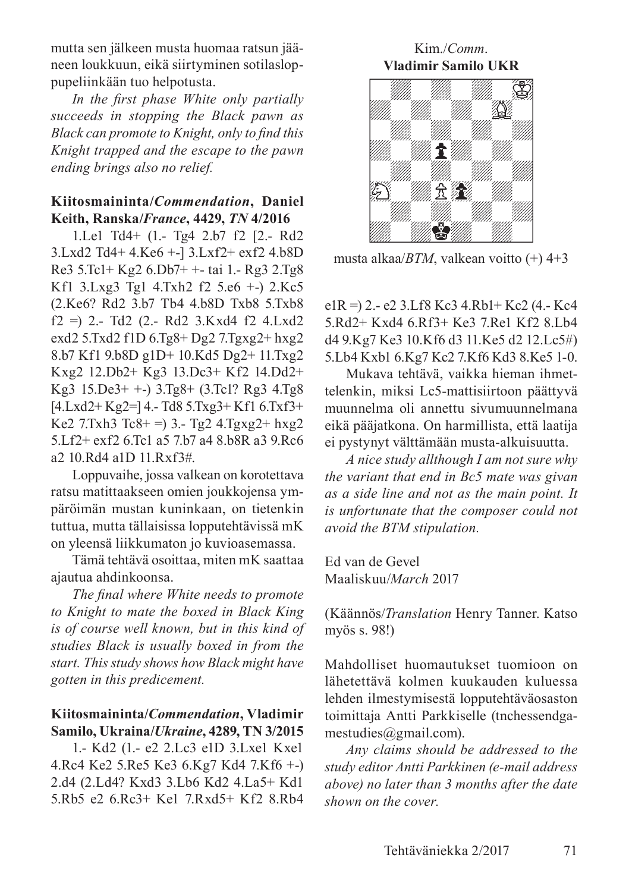mutta sen jälkeen musta huomaa ratsun jääneen loukkuun, eikä siirtyminen sotilasloppupeliinkään tuo helpotusta.

*In the first phase White only partially succeeds in stopping the Black pawn as Black can promote to Knight, only to find this Knight trapped and the escape to the pawn ending brings also no relief.*

**Kiitosmaininta/*Commendation*, Daniel Keith, Ranska/*France*, 4429, *TN* 4/2016**

1.Le1 Td4+ (1.- Tg4 2.b7 f2 [2.- Rd2 3.Lxd2 Td4+ 4.Ke6 +-] 3.Lxf2+ exf2 4.b8D Re3 5.Tc1+ Kg2 6.Db7+ +- tai 1.- Rg3 2.Tg8 Kf1 3.Lxg3 Tg1 4.Txh2 f2 5.e6 +-) 2.Kc5 (2.Ke6? Rd2 3.b7 Tb4 4.b8D Txb8 5.Txb8 f2 =) 2.- Td2 (2.- Rd2 3.Kxd4 f2 4.Lxd2 exd2 5.Txd2 f1D 6.Tg8+ Dg2 7.Tgxg2+ hxg2 8.b7 Kf1 9.b8D g1D+ 10.Kd5 Dg2+ 11.Txg2 Kxg2 12.Db2+ Kg3 13.Dc3+ Kf2 14.Dd2+ Kg3 15.De3+ +-) 3.Tg8+ (3.Tc1? Rg3 4.Tg8 [4.Lxd2+ Kg2=] 4.- Td8 5.Txg3+ Kf1 6.Txf3+ Ke2 7.Txh3 Tc8+ =) 3.- Tg2 4.Tgxg2+ hxg2 5.Lf2+ exf2 6.Tc1 a5 7.b7 a4 8.b8R a3 9.Rc6 a2 10.Rd4 a1D 11.Rxf3#.

Loppuvaihe, jossa valkean on korotettava ratsu matittaakseen omien joukkojensa ympäröimän mustan kuninkaan, on tietenkin tuttua, mutta tällaisissa lopputehtävissä mK on yleensä liikkumaton jo kuvioasemassa.

Tämä tehtävä osoittaa, miten mK saattaa ajautua ahdinkoonsa.

*The final where White needs to promote to Knight to mate the boxed in Black King is of course well known, but in this kind of studies Black is usually boxed in from the start. This study shows how Black might have gotten in this predicement.*

**Kiitosmaininta/*Commendation*, Vladimir Samilo, Ukraina/*Ukraine*, 4289, TN 3/2015**

1.- Kd2 (1.- e2 2.Lc3 e1D 3.Lxe1 Kxe1 4.Rc4 Ke2 5.Re5 Ke3 6.Kg7 Kd4 7.Kf6 +-) 2.d4 (2.Ld4? Kxd3 3.Lb6 Kd2 4.La5+ Kd1 5.Rb5 e2 6.Rc3+ Ke1 7.Rxd5+ Kf2 8.Rb4

Kim./*Comm*.
**Vladimir Samilo UKR**

musta alkaa/*BTM*, valkean voitto (+) 4+3

e1R =) 2.- e2 3.Lf8 Kc3 4.Rb1+ Kc2 (4.- Kc4 5.Rd2+ Kxd4 6.Rf3+ Ke3 7.Re1 Kf2 8.Lb4 d4 9.Kg7 Ke3 10.Kf6 d3 11.Ke5 d2 12.Lc5#) 5.Lb4 Kxb1 6.Kg7 Kc2 7.Kf6 Kd3 8.Ke5 1-0.

Mukava tehtävä, vaikka hieman ihmettelenkin, miksi Lc5-mattisiirtoon päättyvä muunnelma oli annettu sivumuunnelmana eikä pääjatkona. On harmillista, että laatija ei pystynyt välttämään musta-alkuisuutta.

*A nice study allthough I am not sure why the variant that end in Bc5 mate was givan as a side line and not as the main point. It is unfortunate that the composer could not avoid the BTM stipulation.*

Ed van de Gevel
Maaliskuu/*March* 2017

(Käännös/*Translation* Henry Tanner. Katso myös s. 98!)

Mahdolliset huomautukset tuomioon on lähetettävä kolmen kuukauden kuluessa lehden ilmestymisestä lopputehtäväosaston toimittaja Antti Parkkiselle (tnchessendgamestudies@gmail.com).

*Any claims should be addressed to the study editor Antti Parkkinen (e-mail address above) no later than 3 months after the date shown on the cover.*